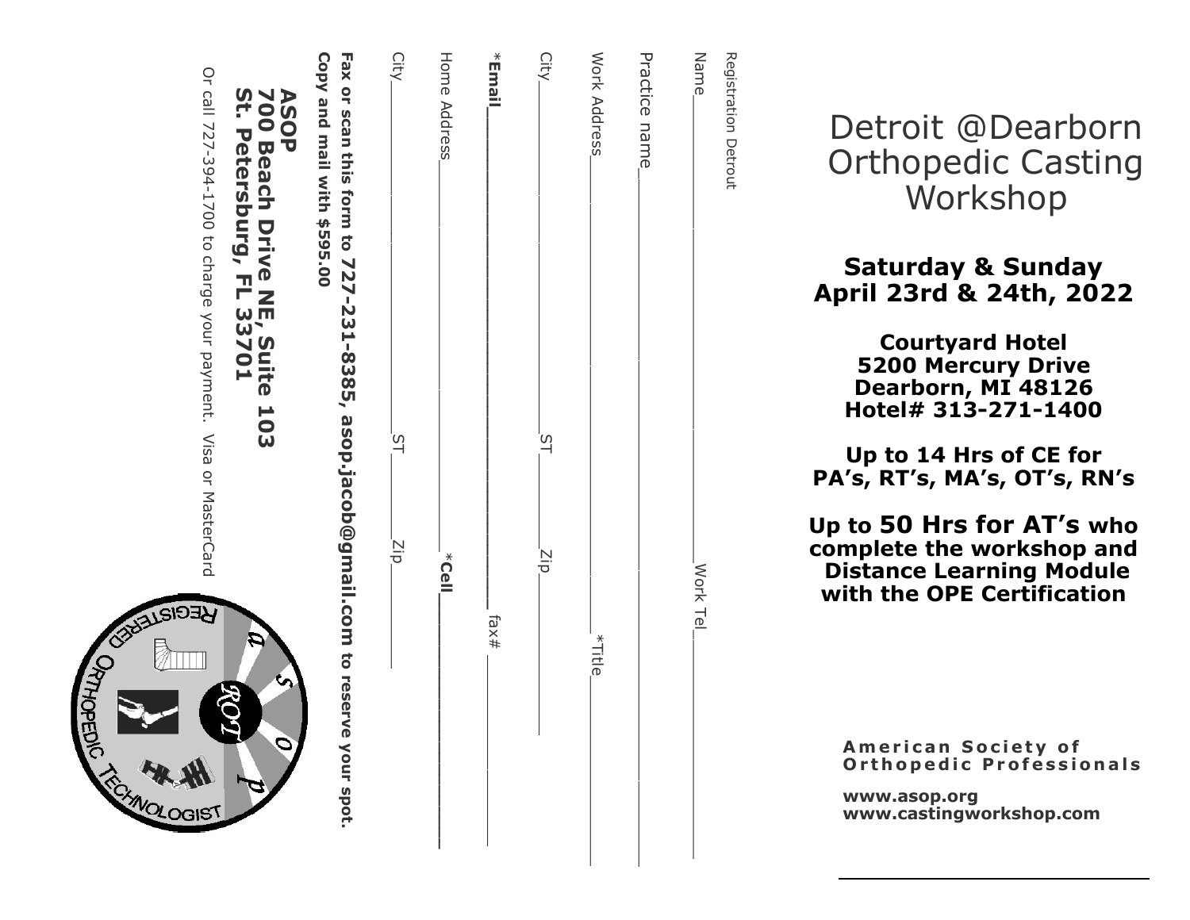Registration Detrout

Name\_\_\_\_\_\_\_\_\_\_\_\_\_\_\_\_\_\_\_\_\_\_\_\_\_\_\_\_\_\_\_\_\_\_\_\_\_\_\_\_\_\_ Work Tel\_\_\_\_\_\_\_\_\_\_\_\_\_\_\_\_\_\_\_\_\_\_\_\_\_\_

Practice name\_\_\_\_\_\_\_\_\_\_\_\_\_\_\_\_\_\_\_\_\_\_\_\_\_\_\_\_\_\_\_\_\_\_\_\_\_\_\_\_\_\_\_\_\_\_\_\_\_\_\_\_\_\_\_\_\_\_\_\_\_\_\_\_\_\_

Work Address\_\_\_\_\_\_\_\_\_\_\_\_\_\_\_\_\_\_\_\_\_\_\_\_\_\_\_\_\_\_\_\_\_\_\_\_\_\_\_\_\_\_\_\_\_ *Title\_\_\_\_\_\_\_\_\_\_\_\_\_\_\_\_\_\_\_\_\_\_

City\_\_\_\_\_\_\_\_\_\_\_\_\_\_\_\_\_\_\_\_\_\_\_\_\_\_\_\_\_ ST\_\_\_\_\_\_\_\_ Zip\_\_\_\_\_\_\_\_\_\_\_\_\_\_\_\_\_\_\_\_\_\_

***Email**\_\_\_\_\_\_\_\_\_\_\_\_\_\_\_\_\_\_\_\_\_\_\_\_\_\_\_\_\_\_\_\_\_\_\_\_\_\_\_\_\_\_\_\_\_\_\_\_\_\_\_\_\_\_\_\_ fax#\_\_\_\_\_\_\_\_\_\_\_\_\_\_\_\_\_\_\_\_\_\_\_\_

Home Address\_\_\_\_\_\_\_\_\_\_\_\_\_\_\_\_\_\_\_\_\_\_\_\_\_\_\_\_\_\_\_\_\_\_\_\_\_\_\_ ***Cell**\_\_\_\_\_\_\_\_\_\_\_\_\_\_\_\_\_\_\_\_\_\_\_\_\_\_\_\_\_\_

City\_\_\_\_\_\_\_\_\_\_\_\_\_\_\_\_\_\_\_\_\_\_\_\_\_\_\_\_\_ ST\_\_\_\_\_\_\_\_ Zip\_\_\_\_\_\_\_\_\_\_

**Fax or scan this form to 727-231-8385, asop.jacob@gmail.com to reserve your spot.**

**Copy and mail with $595.00**

**ASOP**
**700 Beach Drive NE, Suite 103**
**St. Petersburg, FL 33701**

Or call 727-394-1700 to charge your payment. Visa or MasterCard

REGISTERED ORTHOPEDIC TECHNOLOGIST

# Detroit @Dearborn Orthopedic Casting Workshop

**Saturday & Sunday**
**April 23rd & 24th, 2022**

**Courtyard Hotel**
**5200 Mercury Drive**
**Dearborn, MI 48126**
**Hotel# 313-271-1400**

**Up to 14 Hrs of CE for PA's, RT's, MA's, OT's, RN's**

**Up to 50 Hrs for AT's who complete the workshop and Distance Learning Module with the OPE Certification**

**American Society of Orthopedic Professionals**

**www.asop.org**
**www.castingworkshop.com**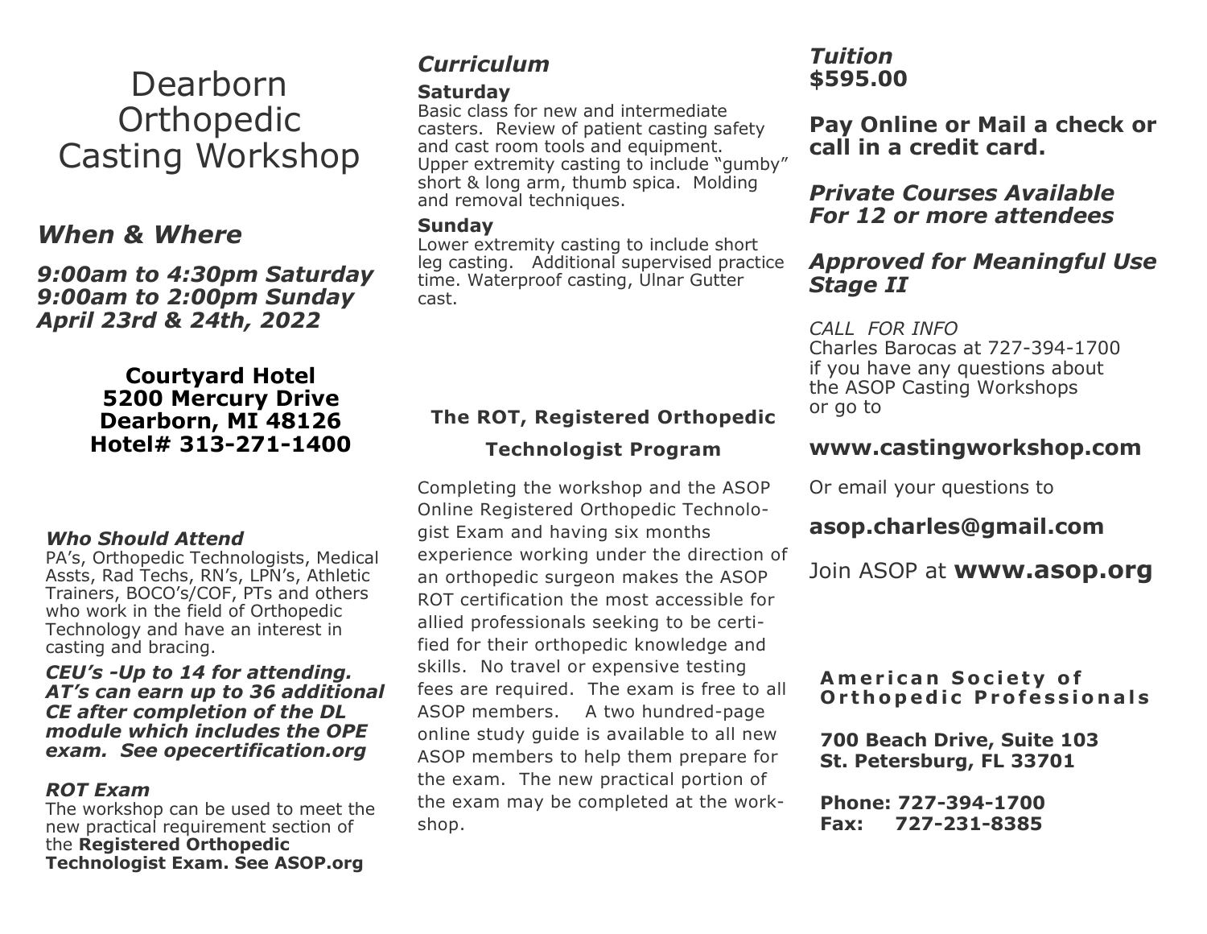# Dearborn Orthopedic Casting Workshop

## *When & Where*

***9:00am to 4:30pm Saturday***
***9:00am to 2:00pm Sunday***
***April 23rd & 24th, 2022***

**Courtyard Hotel**
**5200 Mercury Drive**
**Dearborn, MI 48126**
**Hotel# 313-271-1400**

***Who Should Attend***

PA's, Orthopedic Technologists, Medical Assts, Rad Techs, RN's, LPN's, Athletic Trainers, BOCO's/COF, PTs and others who work in the field of Orthopedic Technology and have an interest in casting and bracing.

***CEU's -Up to 14 for attending. AT's can earn up to 36 additional CE after completion of the DL module which includes the OPE exam. See opecertification.org***

***ROT Exam***

The workshop can be used to meet the new practical requirement section of the **Registered Orthopedic Technologist Exam. See ASOP.org**

## *Curriculum*

**Saturday**

Basic class for new and intermediate casters. Review of patient casting safety and cast room tools and equipment. Upper extremity casting to include "gumby" short & long arm, thumb spica. Molding and removal techniques.

**Sunday**

Lower extremity casting to include short leg casting. Additional supervised practice time. Waterproof casting, Ulnar Gutter cast.

**The ROT, Registered Orthopedic Technologist Program**

Completing the workshop and the ASOP Online Registered Orthopedic Technologist Exam and having six months experience working under the direction of an orthopedic surgeon makes the ASOP ROT certification the most accessible for allied professionals seeking to be certified for their orthopedic knowledge and skills. No travel or expensive testing fees are required. The exam is free to all ASOP members. A two hundred-page online study guide is available to all new ASOP members to help them prepare for the exam. The new practical portion of the exam may be completed at the workshop.

***Tuition***
**$595.00**

**Pay Online or Mail a check or call in a credit card.**

***Private Courses Available For 12 or more attendees***

***Approved for Meaningful Use Stage II***

*CALL FOR INFO*
Charles Barocas at 727-394-1700 if you have any questions about the ASOP Casting Workshops or go to

**www.castingworkshop.com**

Or email your questions to

**asop.charles@gmail.com**

Join ASOP at **www.asop.org**

**American Society of Orthopedic Professionals**

**700 Beach Drive, Suite 103**
**St. Petersburg, FL 33701**

**Phone: 727-394-1700**
**Fax: 727-231-8385**